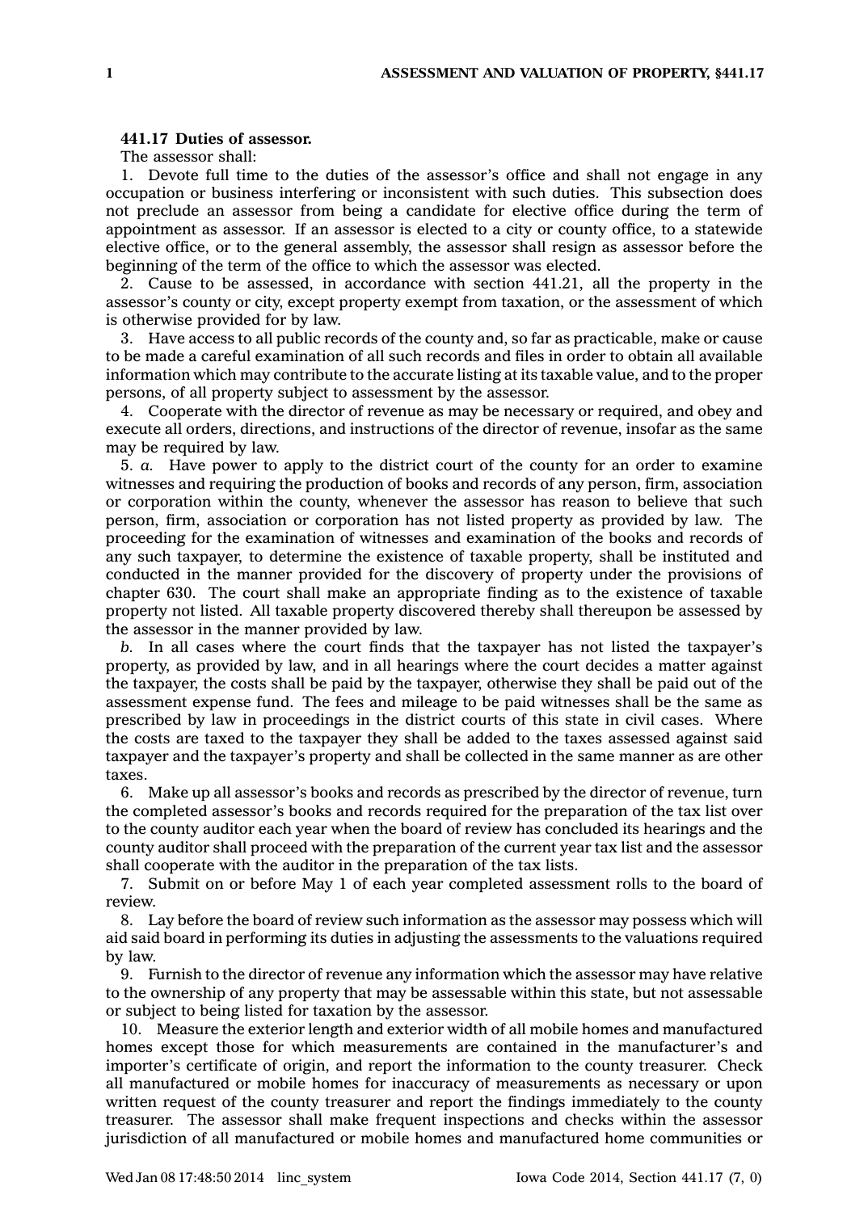**441.17 Duties of assessor.**

The assessor shall:

1. Devote full time to the duties of the assessor's office and shall not engage in any occupation or business interfering or inconsistent with such duties. This subsection does not preclude an assessor from being a candidate for elective office during the term of appointment as assessor. If an assessor is elected to a city or county office, to a statewide elective office, or to the general assembly, the assessor shall resign as assessor before the beginning of the term of the office to which the assessor was elected.

2. Cause to be assessed, in accordance with section 441.21, all the property in the assessor's county or city, except property exempt from taxation, or the assessment of which is otherwise provided for by law.

3. Have access to all public records of the county and, so far as practicable, make or cause to be made a careful examination of all such records and files in order to obtain all available information which may contribute to the accurate listing at its taxable value, and to the proper persons, of all property subject to assessment by the assessor.

4. Cooperate with the director of revenue as may be necessary or required, and obey and execute all orders, directions, and instructions of the director of revenue, insofar as the same may be required by law.

5. *a.* Have power to apply to the district court of the county for an order to examine witnesses and requiring the production of books and records of any person, firm, association or corporation within the county, whenever the assessor has reason to believe that such person, firm, association or corporation has not listed property as provided by law. The proceeding for the examination of witnesses and examination of the books and records of any such taxpayer, to determine the existence of taxable property, shall be instituted and conducted in the manner provided for the discovery of property under the provisions of chapter 630. The court shall make an appropriate finding as to the existence of taxable property not listed. All taxable property discovered thereby shall thereupon be assessed by the assessor in the manner provided by law.

*b.* In all cases where the court finds that the taxpayer has not listed the taxpayer's property, as provided by law, and in all hearings where the court decides a matter against the taxpayer, the costs shall be paid by the taxpayer, otherwise they shall be paid out of the assessment expense fund. The fees and mileage to be paid witnesses shall be the same as prescribed by law in proceedings in the district courts of this state in civil cases. Where the costs are taxed to the taxpayer they shall be added to the taxes assessed against said taxpayer and the taxpayer's property and shall be collected in the same manner as are other taxes.

6. Make up all assessor's books and records as prescribed by the director of revenue, turn the completed assessor's books and records required for the preparation of the tax list over to the county auditor each year when the board of review has concluded its hearings and the county auditor shall proceed with the preparation of the current year tax list and the assessor shall cooperate with the auditor in the preparation of the tax lists.

7. Submit on or before May 1 of each year completed assessment rolls to the board of review.

8. Lay before the board of review such information as the assessor may possess which will aid said board in performing its duties in adjusting the assessments to the valuations required by law.

9. Furnish to the director of revenue any information which the assessor may have relative to the ownership of any property that may be assessable within this state, but not assessable or subject to being listed for taxation by the assessor.

10. Measure the exterior length and exterior width of all mobile homes and manufactured homes except those for which measurements are contained in the manufacturer's and importer's certificate of origin, and report the information to the county treasurer. Check all manufactured or mobile homes for inaccuracy of measurements as necessary or upon written request of the county treasurer and report the findings immediately to the county treasurer. The assessor shall make frequent inspections and checks within the assessor jurisdiction of all manufactured or mobile homes and manufactured home communities or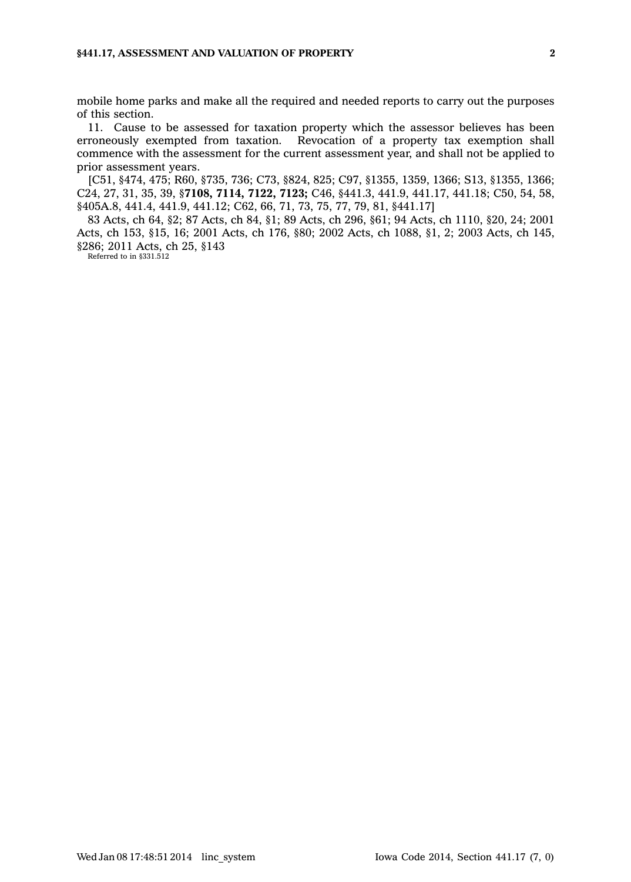mobile home parks and make all the required and needed reports to carry out the purposes of this section.

11. Cause to be assessed for taxation property which the assessor believes has been erroneously exempted from taxation. Revocation of a property tax exemption shall commence with the assessment for the current assessment year, and shall not be applied to prior assessment years.

[C51, §474, 475; R60, §735, 736; C73, §824, 825; C97, §1355, 1359, 1366; S13, §1355, 1366; C24, 27, 31, 35, 39, §**7108, 7114, 7122, 7123;** C46, §441.3, 441.9, 441.17, 441.18; C50, 54, 58, §405A.8, 441.4, 441.9, 441.12; C62, 66, 71, 73, 75, 77, 79, 81, §441.17]

83 Acts, ch 64, §2; 87 Acts, ch 84, §1; 89 Acts, ch 296, §61; 94 Acts, ch 1110, §20, 24; 2001 Acts, ch 153, §15, 16; 2001 Acts, ch 176, §80; 2002 Acts, ch 1088, §1, 2; 2003 Acts, ch 145, §286; 2011 Acts, ch 25, §143

Referred to in §331.512